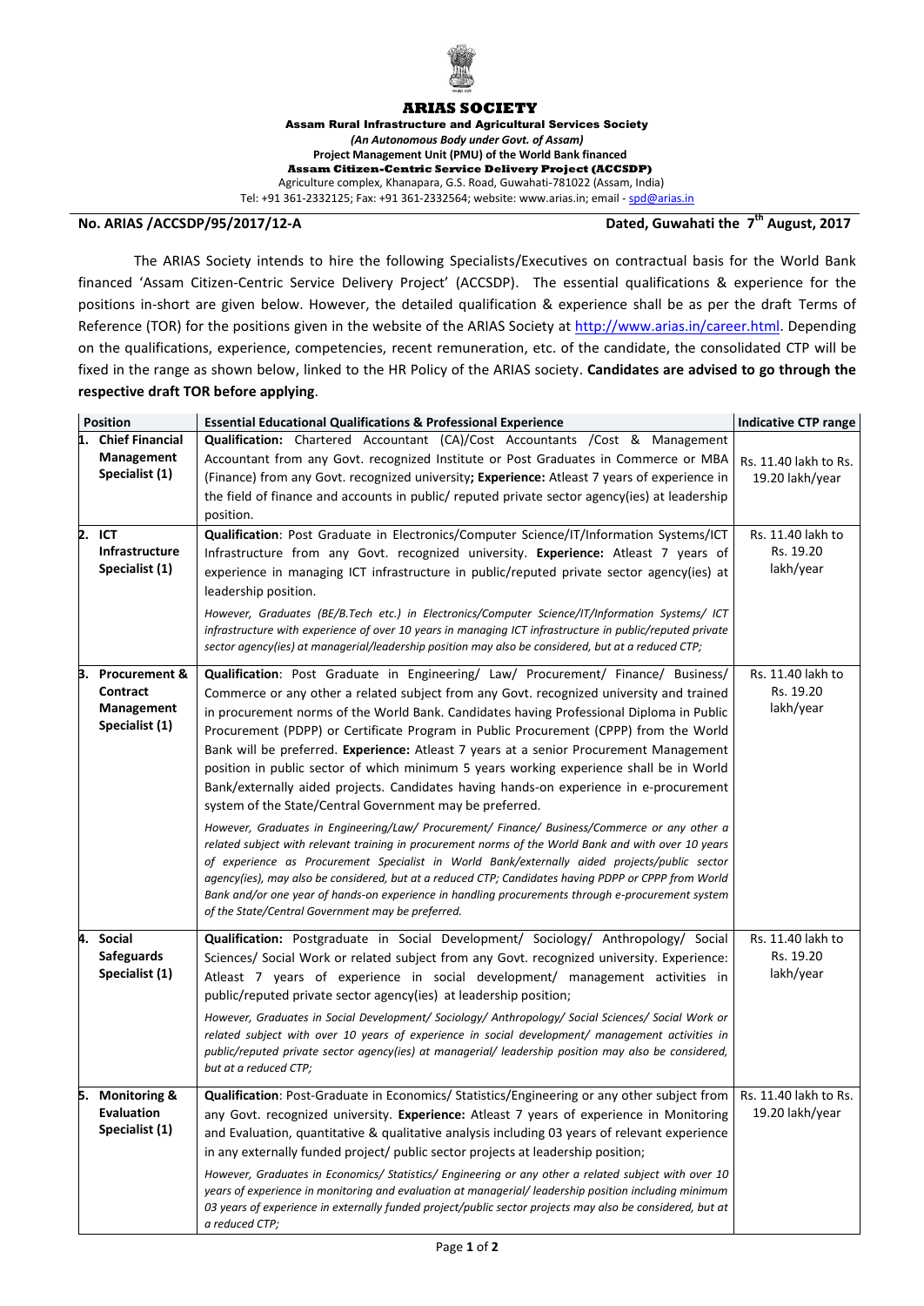# ARIAS SOCIETY

**Assam Rural Infrastructure and Agricultural Services Society**

*(An Autonomous Body under Govt. of Assam)*

**Project Management Unit (PMU) of the World Bank financed**

**Assam Citizen-Centric Service Delivery Project (ACCSDP)**

Agriculture complex, Khanapara, G.S. Road, Guwahati-781022 (Assam, India)

Tel: +91 361-2332125; Fax: +91 361-2332564; website: www.arias.in; email - spd@arias.in

**No. ARIAS /ACCSDP/95/2017/12-A** **Dated, Guwahati the 7th August, 2017**

The ARIAS Society intends to hire the following Specialists/Executives on contractual basis for the World Bank financed 'Assam Citizen-Centric Service Delivery Project' (ACCSDP). The essential qualifications & experience for the positions in-short are given below. However, the detailed qualification & experience shall be as per the draft Terms of Reference (TOR) for the positions given in the website of the ARIAS Society at http://www.arias.in/career.html. Depending on the qualifications, experience, competencies, recent remuneration, etc. of the candidate, the consolidated CTP will be fixed in the range as shown below, linked to the HR Policy of the ARIAS society. **Candidates are advised to go through the respective draft TOR before applying**.

| Position | Essential Educational Qualifications & Professional Experience | Indicative CTP range |
|---|---|---|
| 1. **Chief Financial Management Specialist (1)** | **Qualification:** Chartered Accountant (CA)/Cost Accountants /Cost & Management Accountant from any Govt. recognized Institute or Post Graduates in Commerce or MBA (Finance) from any Govt. recognized university**; Experience:** Atleast 7 years of experience in the field of finance and accounts in public/ reputed private sector agency(ies) at leadership position. | Rs. 11.40 lakh to Rs. 19.20 lakh/year |
| 2. **ICT Infrastructure Specialist (1)** | **Qualification**: Post Graduate in Electronics/Computer Science/IT/Information Systems/ICT Infrastructure from any Govt. recognized university. **Experience:** Atleast 7 years of experience in managing ICT infrastructure in public/reputed private sector agency(ies) at leadership position.<br><br>*However, Graduates (BE/B.Tech etc.) in Electronics/Computer Science/IT/Information Systems/ ICT infrastructure with experience of over 10 years in managing ICT infrastructure in public/reputed private sector agency(ies) at managerial/leadership position may also be considered, but at a reduced CTP;* | Rs. 11.40 lakh to Rs. 19.20 lakh/year |
| 3. **Procurement & Contract Management Specialist (1)** | **Qualification**: Post Graduate in Engineering/ Law/ Procurement/ Finance/ Business/ Commerce or any other a related subject from any Govt. recognized university and trained in procurement norms of the World Bank. Candidates having Professional Diploma in Public Procurement (PDPP) or Certificate Program in Public Procurement (CPPP) from the World Bank will be preferred. **Experience:** Atleast 7 years at a senior Procurement Management position in public sector of which minimum 5 years working experience shall be in World Bank/externally aided projects. Candidates having hands-on experience in e-procurement system of the State/Central Government may be preferred.<br><br>*However, Graduates in Engineering/Law/ Procurement/ Finance/ Business/Commerce or any other a related subject with relevant training in procurement norms of the World Bank and with over 10 years of experience as Procurement Specialist in World Bank/externally aided projects/public sector agency(ies), may also be considered, but at a reduced CTP; Candidates having PDPP or CPPP from World Bank and/or one year of hands-on experience in handling procurements through e-procurement system of the State/Central Government may be preferred.* | Rs. 11.40 lakh to Rs. 19.20 lakh/year |
| 4. **Social Safeguards Specialist (1)** | **Qualification:** Postgraduate in Social Development/ Sociology/ Anthropology/ Social Sciences/ Social Work or related subject from any Govt. recognized university. Experience: Atleast 7 years of experience in social development/ management activities in public/reputed private sector agency(ies) at leadership position;<br><br>*However, Graduates in Social Development/ Sociology/ Anthropology/ Social Sciences/ Social Work or related subject with over 10 years of experience in social development/ management activities in public/reputed private sector agency(ies) at managerial/ leadership position may also be considered, but at a reduced CTP;* | Rs. 11.40 lakh to Rs. 19.20 lakh/year |
| 5. **Monitoring & Evaluation Specialist (1)** | **Qualification**: Post-Graduate in Economics/ Statistics/Engineering or any other subject from any Govt. recognized university. **Experience:** Atleast 7 years of experience in Monitoring and Evaluation, quantitative & qualitative analysis including 03 years of relevant experience in any externally funded project/ public sector projects at leadership position;<br><br>*However, Graduates in Economics/ Statistics/ Engineering or any other a related subject with over 10 years of experience in monitoring and evaluation at managerial/ leadership position including minimum 03 years of experience in externally funded project/public sector projects may also be considered, but at a reduced CTP;* | Rs. 11.40 lakh to Rs. 19.20 lakh/year |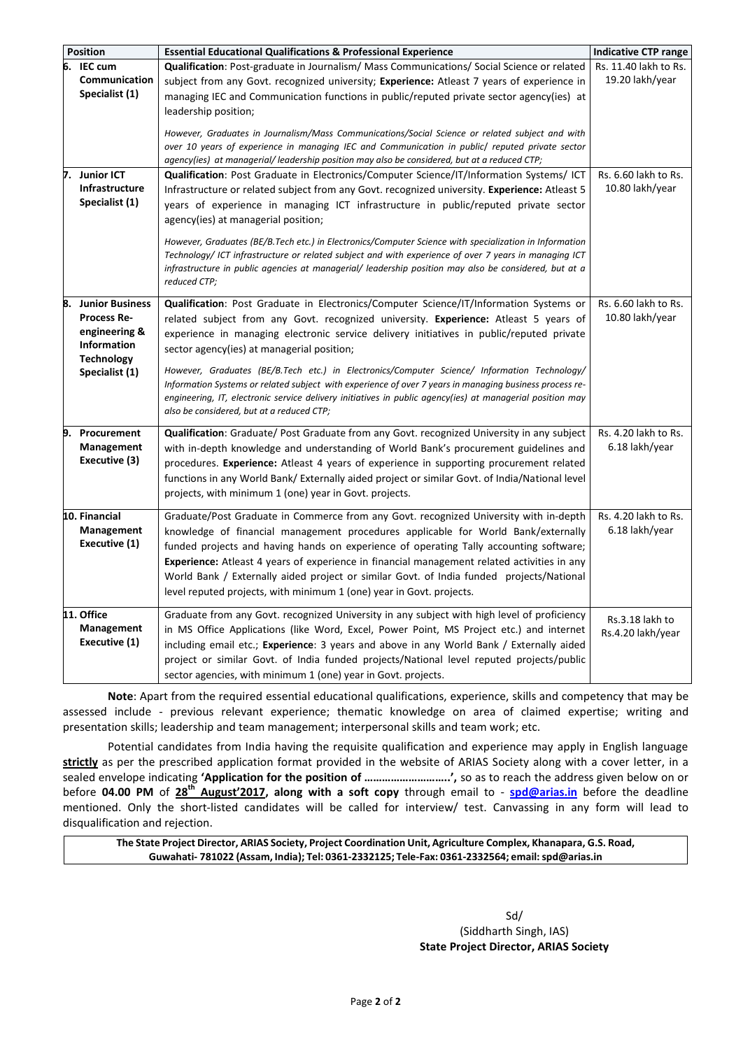| Position | Essential Educational Qualifications & Professional Experience | Indicative CTP range |
| --- | --- | --- |
| 6. IEC cum Communication Specialist (1) | **Qualification**: Post-graduate in Journalism/ Mass Communications/ Social Science or related subject from any Govt. recognized university; **Experience:** Atleast 7 years of experience in managing IEC and Communication functions in public/reputed private sector agency(ies) at leadership position;<br><br>*However, Graduates in Journalism/Mass Communications/Social Science or related subject and with over 10 years of experience in managing IEC and Communication in public/ reputed private sector agency(ies) at managerial/ leadership position may also be considered, but at a reduced CTP;* | Rs. 11.40 lakh to Rs. 19.20 lakh/year |
| 7. Junior ICT Infrastructure Specialist (1) | **Qualification**: Post Graduate in Electronics/Computer Science/IT/Information Systems/ ICT Infrastructure or related subject from any Govt. recognized university. **Experience:** Atleast 5 years of experience in managing ICT infrastructure in public/reputed private sector agency(ies) at managerial position;<br><br>*However, Graduates (BE/B.Tech etc.) in Electronics/Computer Science with specialization in Information Technology/ ICT infrastructure or related subject and with experience of over 7 years in managing ICT infrastructure in public agencies at managerial/ leadership position may also be considered, but at a reduced CTP;* | Rs. 6.60 lakh to Rs. 10.80 lakh/year |
| 8. Junior Business Process Re-engineering & Information Technology Specialist (1) | **Qualification**: Post Graduate in Electronics/Computer Science/IT/Information Systems or related subject from any Govt. recognized university. **Experience:** Atleast 5 years of experience in managing electronic service delivery initiatives in public/reputed private sector agency(ies) at managerial position;<br><br>*However, Graduates (BE/B.Tech etc.) in Electronics/Computer Science/ Information Technology/ Information Systems or related subject with experience of over 7 years in managing business process re-engineering, IT, electronic service delivery initiatives in public agency(ies) at managerial position may also be considered, but at a reduced CTP;* | Rs. 6.60 lakh to Rs. 10.80 lakh/year |
| 9. Procurement Management Executive (3) | **Qualification**: Graduate/ Post Graduate from any Govt. recognized University in any subject with in-depth knowledge and understanding of World Bank's procurement guidelines and procedures. **Experience:** Atleast 4 years of experience in supporting procurement related functions in any World Bank/ Externally aided project or similar Govt. of India/National level projects, with minimum 1 (one) year in Govt. projects. | Rs. 4.20 lakh to Rs. 6.18 lakh/year |
| 10. Financial Management Executive (1) | Graduate/Post Graduate in Commerce from any Govt. recognized University with in-depth knowledge of financial management procedures applicable for World Bank/externally funded projects and having hands on experience of operating Tally accounting software; **Experience:** Atleast 4 years of experience in financial management related activities in any World Bank / Externally aided project or similar Govt. of India funded projects/National level reputed projects, with minimum 1 (one) year in Govt. projects. | Rs. 4.20 lakh to Rs. 6.18 lakh/year |
| 11. Office Management Executive (1) | Graduate from any Govt. recognized University in any subject with high level of proficiency in MS Office Applications (like Word, Excel, Power Point, MS Project etc.) and internet including email etc.; **Experience**: 3 years and above in any World Bank / Externally aided project or similar Govt. of India funded projects/National level reputed projects/public sector agencies, with minimum 1 (one) year in Govt. projects. | Rs.3.18 lakh to Rs.4.20 lakh/year |

**Note**: Apart from the required essential educational qualifications, experience, skills and competency that may be assessed include - previous relevant experience; thematic knowledge on area of claimed expertise; writing and presentation skills; leadership and team management; interpersonal skills and team work; etc.

Potential candidates from India having the requisite qualification and experience may apply in English language **strictly** as per the prescribed application format provided in the website of ARIAS Society along with a cover letter, in a sealed envelope indicating **'Application for the position of ………………………..',** so as to reach the address given below on or before **04.00 PM** of **28th August'2017, along with a soft copy** through email to - **spd@arias.in** before the deadline mentioned. Only the short-listed candidates will be called for interview/ test. Canvassing in any form will lead to disqualification and rejection.

**The State Project Director, ARIAS Society, Project Coordination Unit, Agriculture Complex, Khanapara, G.S. Road, Guwahati- 781022 (Assam, India); Tel: 0361-2332125; Tele-Fax: 0361-2332564; email: spd@arias.in**

Sd/
(Siddharth Singh, IAS)
**State Project Director, ARIAS Society**